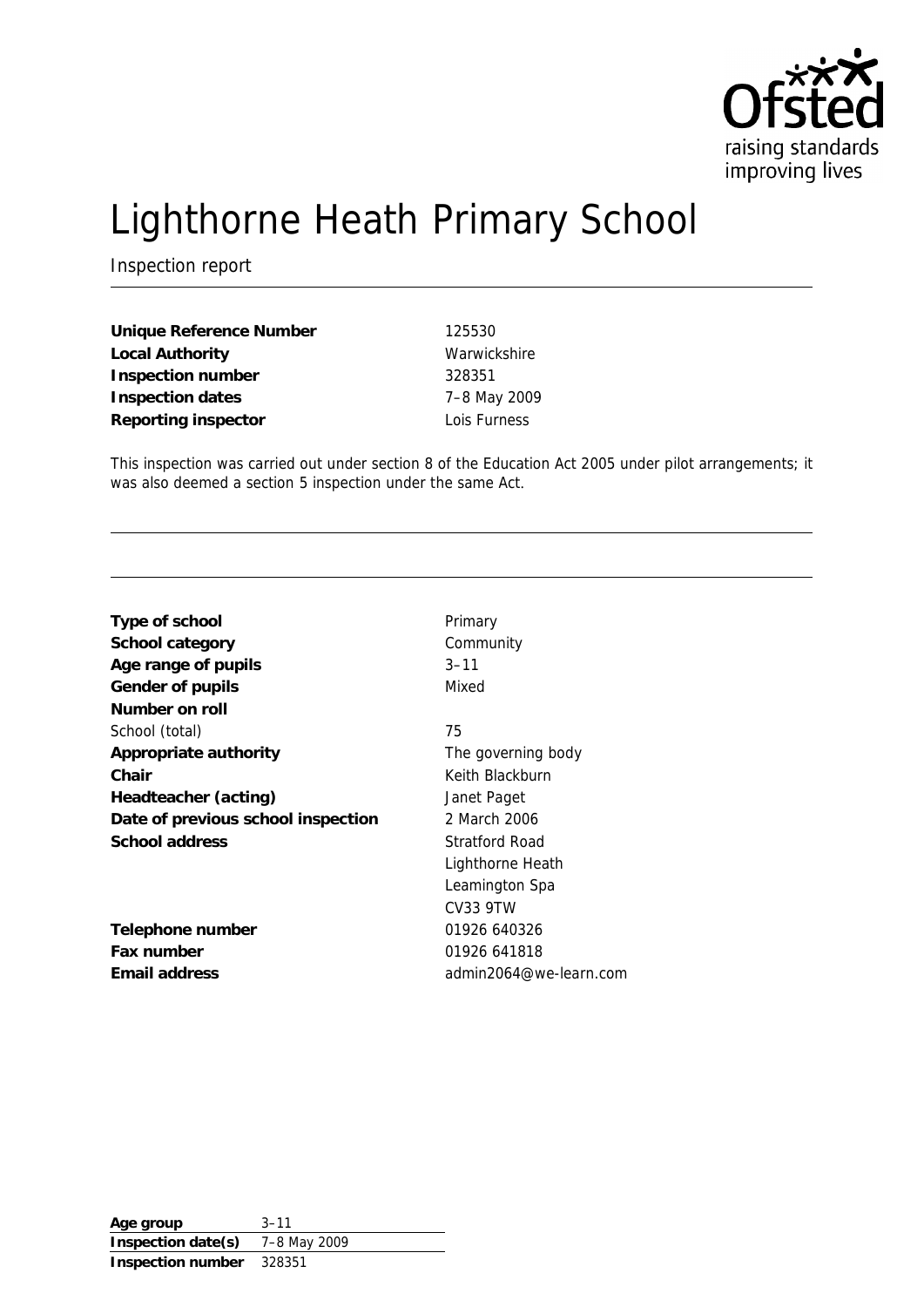# Lighthorne Heath Primary School

Inspection report

| | |
|---|---|
| **Unique Reference Number** | 125530 |
| **Local Authority** | Warwickshire |
| **Inspection number** | 328351 |
| **Inspection dates** | 7–8 May 2009 |
| **Reporting inspector** | Lois Furness |

This inspection was carried out under section 8 of the Education Act 2005 under pilot arrangements; it was also deemed a section 5 inspection under the same Act.

| | |
|---|---|
| **Type of school** | Primary |
| **School category** | Community |
| **Age range of pupils** | 3–11 |
| **Gender of pupils** | Mixed |
| **Number on roll** | |
| School (total) | 75 |
| **Appropriate authority** | The governing body |
| **Chair** | Keith Blackburn |
| **Headteacher (acting)** | Janet Paget |
| **Date of previous school inspection** | 2 March 2006 |
| **School address** | Stratford Road<br>Lighthorne Heath<br>Leamington Spa<br>CV33 9TW |
| **Telephone number** | 01926 640326 |
| **Fax number** | 01926 641818 |
| **Email address** | admin2064@we-learn.com |

| | |
|---|---|
| **Age group** | 3–11 |
| **Inspection date(s)** | 7–8 May 2009 |
| **Inspection number** | 328351 |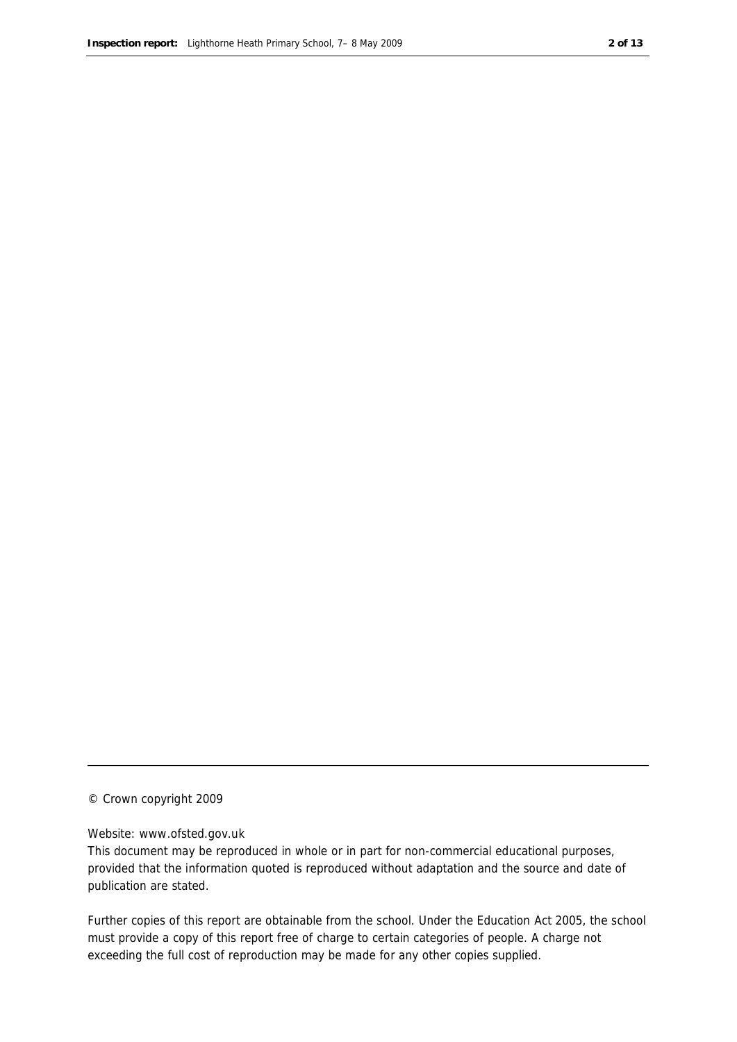© Crown copyright 2009

Website: www.ofsted.gov.uk

This document may be reproduced in whole or in part for non-commercial educational purposes, provided that the information quoted is reproduced without adaptation and the source and date of publication are stated.

Further copies of this report are obtainable from the school. Under the Education Act 2005, the school must provide a copy of this report free of charge to certain categories of people. A charge not exceeding the full cost of reproduction may be made for any other copies supplied.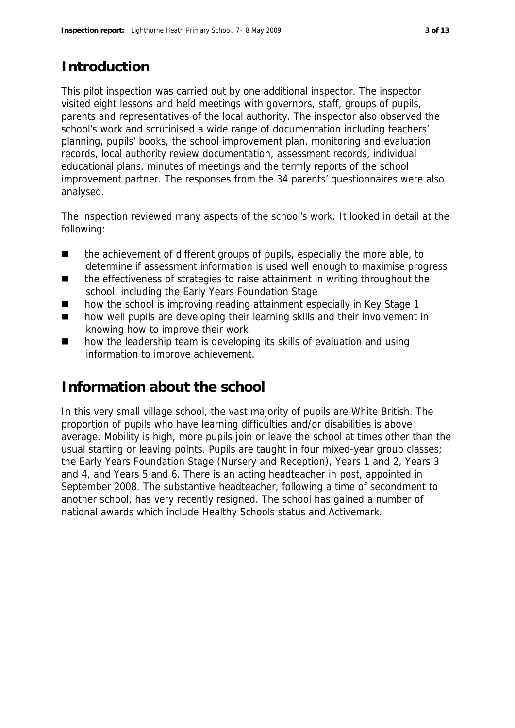## Introduction

This pilot inspection was carried out by one additional inspector. The inspector visited eight lessons and held meetings with governors, staff, groups of pupils, parents and representatives of the local authority. The inspector also observed the school's work and scrutinised a wide range of documentation including teachers' planning, pupils' books, the school improvement plan, monitoring and evaluation records, local authority review documentation, assessment records, individual educational plans, minutes of meetings and the termly reports of the school improvement partner. The responses from the 34 parents' questionnaires were also analysed.

The inspection reviewed many aspects of the school's work. It looked in detail at the following:

- the achievement of different groups of pupils, especially the more able, to determine if assessment information is used well enough to maximise progress
- the effectiveness of strategies to raise attainment in writing throughout the school, including the Early Years Foundation Stage
- how the school is improving reading attainment especially in Key Stage 1
- how well pupils are developing their learning skills and their involvement in knowing how to improve their work
- how the leadership team is developing its skills of evaluation and using information to improve achievement.

## Information about the school

In this very small village school, the vast majority of pupils are White British. The proportion of pupils who have learning difficulties and/or disabilities is above average. Mobility is high, more pupils join or leave the school at times other than the usual starting or leaving points. Pupils are taught in four mixed-year group classes; the Early Years Foundation Stage (Nursery and Reception), Years 1 and 2, Years 3 and 4, and Years 5 and 6. There is an acting headteacher in post, appointed in September 2008. The substantive headteacher, following a time of secondment to another school, has very recently resigned. The school has gained a number of national awards which include Healthy Schools status and Activemark.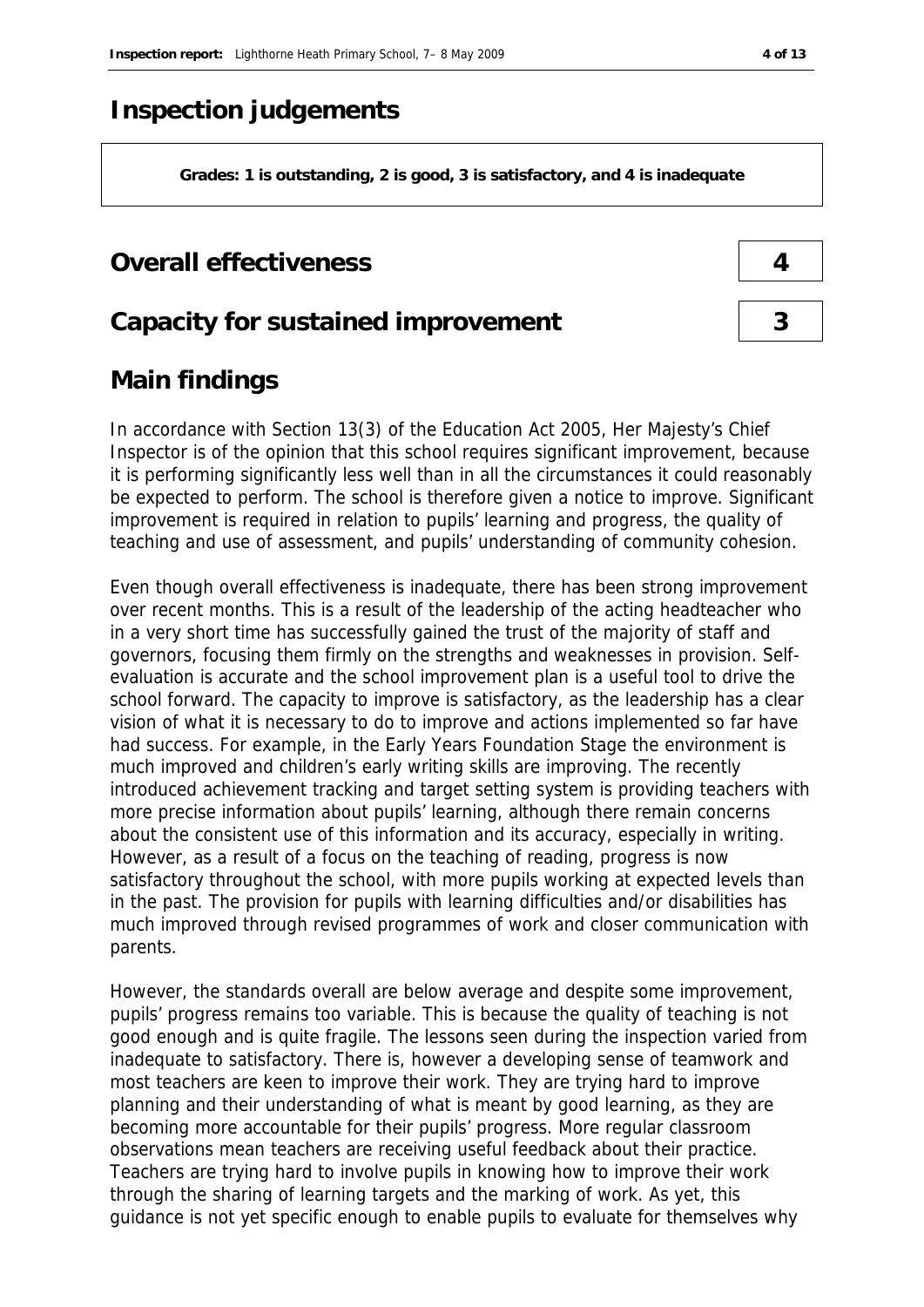# Inspection judgements

**Grades: 1 is outstanding, 2 is good, 3 is satisfactory, and 4 is inadequate**

## Overall effectiveness — 4

## Capacity for sustained improvement — 3

## Main findings

In accordance with Section 13(3) of the Education Act 2005, Her Majesty's Chief Inspector is of the opinion that this school requires significant improvement, because it is performing significantly less well than in all the circumstances it could reasonably be expected to perform. The school is therefore given a notice to improve. Significant improvement is required in relation to pupils' learning and progress, the quality of teaching and use of assessment, and pupils' understanding of community cohesion.

Even though overall effectiveness is inadequate, there has been strong improvement over recent months. This is a result of the leadership of the acting headteacher who in a very short time has successfully gained the trust of the majority of staff and governors, focusing them firmly on the strengths and weaknesses in provision. Self-evaluation is accurate and the school improvement plan is a useful tool to drive the school forward. The capacity to improve is satisfactory, as the leadership has a clear vision of what it is necessary to do to improve and actions implemented so far have had success. For example, in the Early Years Foundation Stage the environment is much improved and children's early writing skills are improving. The recently introduced achievement tracking and target setting system is providing teachers with more precise information about pupils' learning, although there remain concerns about the consistent use of this information and its accuracy, especially in writing. However, as a result of a focus on the teaching of reading, progress is now satisfactory throughout the school, with more pupils working at expected levels than in the past. The provision for pupils with learning difficulties and/or disabilities has much improved through revised programmes of work and closer communication with parents.

However, the standards overall are below average and despite some improvement, pupils' progress remains too variable. This is because the quality of teaching is not good enough and is quite fragile. The lessons seen during the inspection varied from inadequate to satisfactory. There is, however a developing sense of teamwork and most teachers are keen to improve their work. They are trying hard to improve planning and their understanding of what is meant by good learning, as they are becoming more accountable for their pupils' progress. More regular classroom observations mean teachers are receiving useful feedback about their practice. Teachers are trying hard to involve pupils in knowing how to improve their work through the sharing of learning targets and the marking of work. As yet, this guidance is not yet specific enough to enable pupils to evaluate for themselves why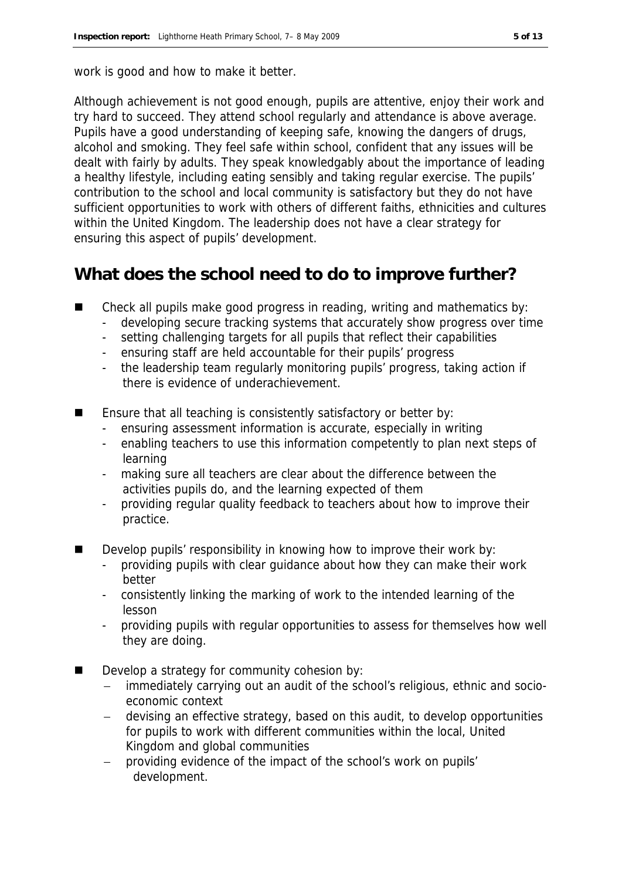work is good and how to make it better.

Although achievement is not good enough, pupils are attentive, enjoy their work and try hard to succeed. They attend school regularly and attendance is above average. Pupils have a good understanding of keeping safe, knowing the dangers of drugs, alcohol and smoking. They feel safe within school, confident that any issues will be dealt with fairly by adults. They speak knowledgably about the importance of leading a healthy lifestyle, including eating sensibly and taking regular exercise. The pupils' contribution to the school and local community is satisfactory but they do not have sufficient opportunities to work with others of different faiths, ethnicities and cultures within the United Kingdom. The leadership does not have a clear strategy for ensuring this aspect of pupils' development.

## What does the school need to do to improve further?

- Check all pupils make good progress in reading, writing and mathematics by:
  - developing secure tracking systems that accurately show progress over time
  - setting challenging targets for all pupils that reflect their capabilities
  - ensuring staff are held accountable for their pupils' progress
  - the leadership team regularly monitoring pupils' progress, taking action if there is evidence of underachievement.
- Ensure that all teaching is consistently satisfactory or better by:
  - ensuring assessment information is accurate, especially in writing
  - enabling teachers to use this information competently to plan next steps of learning
  - making sure all teachers are clear about the difference between the activities pupils do, and the learning expected of them
  - providing regular quality feedback to teachers about how to improve their practice.
- Develop pupils' responsibility in knowing how to improve their work by:
  - providing pupils with clear guidance about how they can make their work better
  - consistently linking the marking of work to the intended learning of the lesson
  - providing pupils with regular opportunities to assess for themselves how well they are doing.
- Develop a strategy for community cohesion by:
  - immediately carrying out an audit of the school's religious, ethnic and socio-economic context
  - devising an effective strategy, based on this audit, to develop opportunities for pupils to work with different communities within the local, United Kingdom and global communities
  - providing evidence of the impact of the school's work on pupils' development.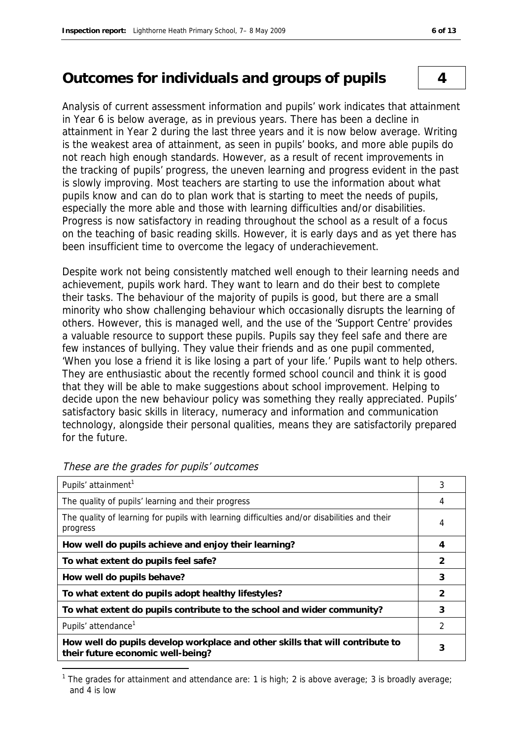## Outcomes for individuals and groups of pupils — 4

Analysis of current assessment information and pupils' work indicates that attainment in Year 6 is below average, as in previous years. There has been a decline in attainment in Year 2 during the last three years and it is now below average. Writing is the weakest area of attainment, as seen in pupils' books, and more able pupils do not reach high enough standards. However, as a result of recent improvements in the tracking of pupils' progress, the uneven learning and progress evident in the past is slowly improving. Most teachers are starting to use the information about what pupils know and can do to plan work that is starting to meet the needs of pupils, especially the more able and those with learning difficulties and/or disabilities. Progress is now satisfactory in reading throughout the school as a result of a focus on the teaching of basic reading skills. However, it is early days and as yet there has been insufficient time to overcome the legacy of underachievement.

Despite work not being consistently matched well enough to their learning needs and achievement, pupils work hard. They want to learn and do their best to complete their tasks. The behaviour of the majority of pupils is good, but there are a small minority who show challenging behaviour which occasionally disrupts the learning of others. However, this is managed well, and the use of the 'Support Centre' provides a valuable resource to support these pupils. Pupils say they feel safe and there are few instances of bullying. They value their friends and as one pupil commented, 'When you lose a friend it is like losing a part of your life.' Pupils want to help others. They are enthusiastic about the recently formed school council and think it is good that they will be able to make suggestions about school improvement. Helping to decide upon the new behaviour policy was something they really appreciated. Pupils' satisfactory basic skills in literacy, numeracy and information and communication technology, alongside their personal qualities, means they are satisfactorily prepared for the future.

*These are the grades for pupils' outcomes*

| | |
|---|---|
| Pupils' attainment[1] | 3 |
| The quality of pupils' learning and their progress | 4 |
| The quality of learning for pupils with learning difficulties and/or disabilities and their progress | 4 |
| **How well do pupils achieve and enjoy their learning?** | **4** |
| **To what extent do pupils feel safe?** | **2** |
| **How well do pupils behave?** | **3** |
| **To what extent do pupils adopt healthy lifestyles?** | **2** |
| **To what extent do pupils contribute to the school and wider community?** | **3** |
| Pupils' attendance[1] | 2 |
| **How well do pupils develop workplace and other skills that will contribute to their future economic well-being?** | **3** |

[1] The grades for attainment and attendance are: 1 is high; 2 is above average; 3 is broadly average; and 4 is low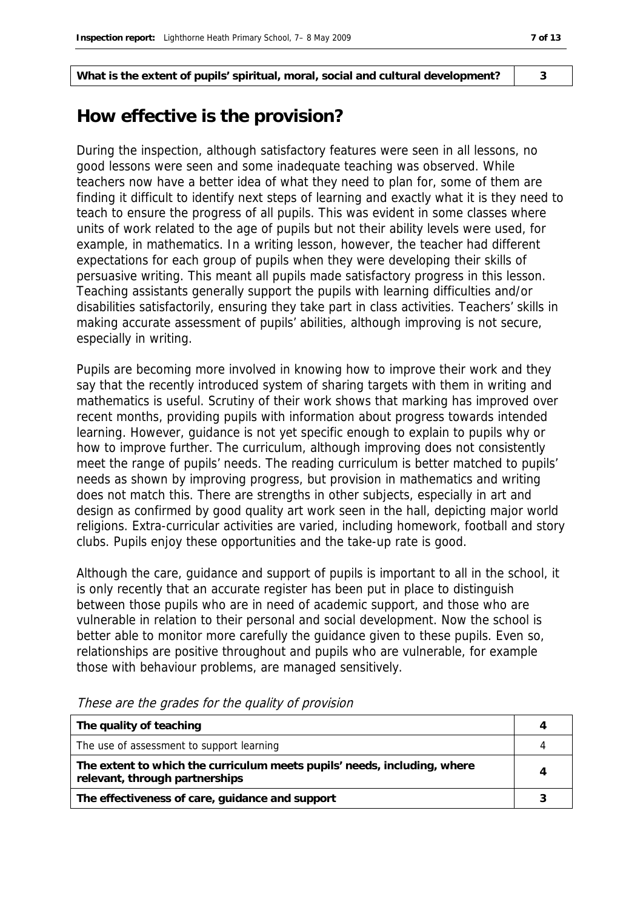| What is the extent of pupils' spiritual, moral, social and cultural development? | 3 |
| --- | --- |

## How effective is the provision?

During the inspection, although satisfactory features were seen in all lessons, no good lessons were seen and some inadequate teaching was observed. While teachers now have a better idea of what they need to plan for, some of them are finding it difficult to identify next steps of learning and exactly what it is they need to teach to ensure the progress of all pupils. This was evident in some classes where units of work related to the age of pupils but not their ability levels were used, for example, in mathematics. In a writing lesson, however, the teacher had different expectations for each group of pupils when they were developing their skills of persuasive writing. This meant all pupils made satisfactory progress in this lesson. Teaching assistants generally support the pupils with learning difficulties and/or disabilities satisfactorily, ensuring they take part in class activities. Teachers' skills in making accurate assessment of pupils' abilities, although improving is not secure, especially in writing.

Pupils are becoming more involved in knowing how to improve their work and they say that the recently introduced system of sharing targets with them in writing and mathematics is useful. Scrutiny of their work shows that marking has improved over recent months, providing pupils with information about progress towards intended learning. However, guidance is not yet specific enough to explain to pupils why or how to improve further. The curriculum, although improving does not consistently meet the range of pupils' needs. The reading curriculum is better matched to pupils' needs as shown by improving progress, but provision in mathematics and writing does not match this. There are strengths in other subjects, especially in art and design as confirmed by good quality art work seen in the hall, depicting major world religions. Extra-curricular activities are varied, including homework, football and story clubs. Pupils enjoy these opportunities and the take-up rate is good.

Although the care, guidance and support of pupils is important to all in the school, it is only recently that an accurate register has been put in place to distinguish between those pupils who are in need of academic support, and those who are vulnerable in relation to their personal and social development. Now the school is better able to monitor more carefully the guidance given to these pupils. Even so, relationships are positive throughout and pupils who are vulnerable, for example those with behaviour problems, are managed sensitively.

*These are the grades for the quality of provision*

| The quality of teaching | 4 |
| --- | --- |
| The use of assessment to support learning | 4 |
| The extent to which the curriculum meets pupils' needs, including, where relevant, through partnerships | 4 |
| The effectiveness of care, guidance and support | 3 |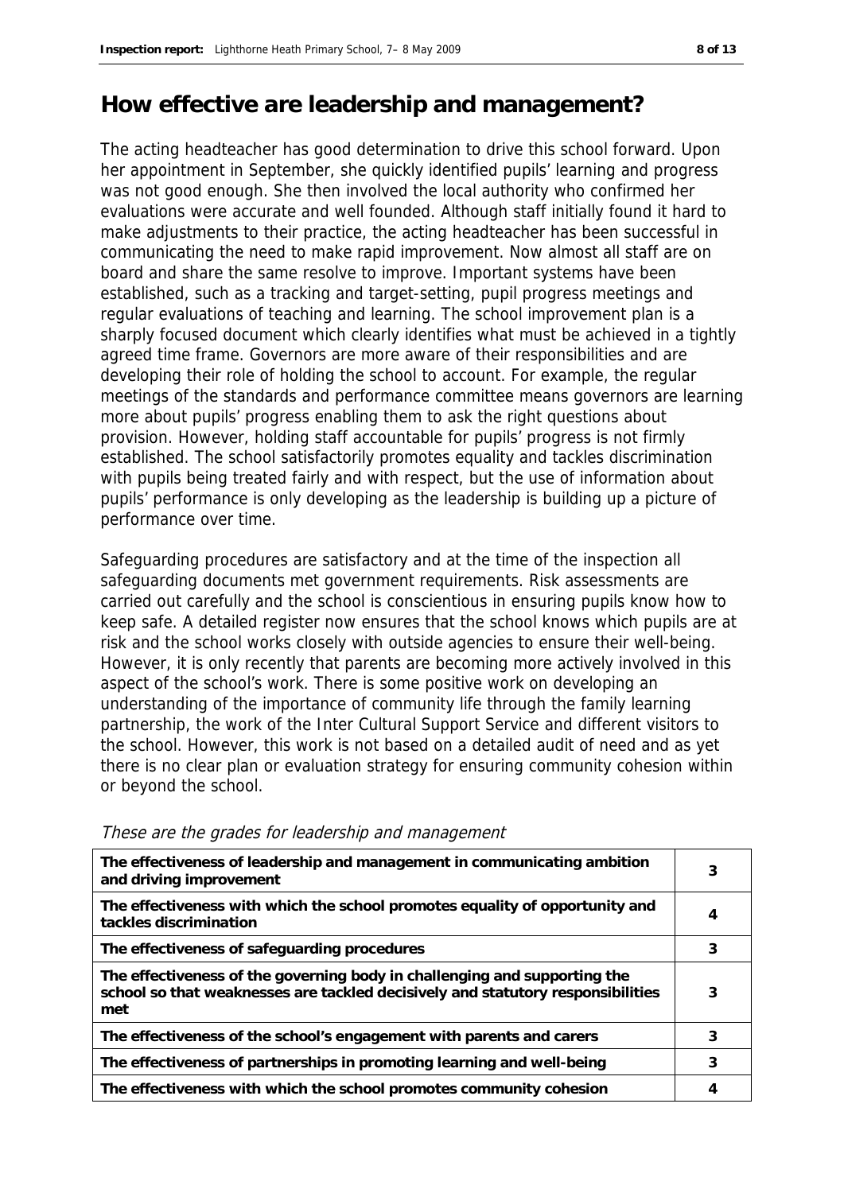## How effective are leadership and management?

The acting headteacher has good determination to drive this school forward. Upon her appointment in September, she quickly identified pupils' learning and progress was not good enough. She then involved the local authority who confirmed her evaluations were accurate and well founded. Although staff initially found it hard to make adjustments to their practice, the acting headteacher has been successful in communicating the need to make rapid improvement. Now almost all staff are on board and share the same resolve to improve. Important systems have been established, such as a tracking and target-setting, pupil progress meetings and regular evaluations of teaching and learning. The school improvement plan is a sharply focused document which clearly identifies what must be achieved in a tightly agreed time frame. Governors are more aware of their responsibilities and are developing their role of holding the school to account. For example, the regular meetings of the standards and performance committee means governors are learning more about pupils' progress enabling them to ask the right questions about provision. However, holding staff accountable for pupils' progress is not firmly established. The school satisfactorily promotes equality and tackles discrimination with pupils being treated fairly and with respect, but the use of information about pupils' performance is only developing as the leadership is building up a picture of performance over time.

Safeguarding procedures are satisfactory and at the time of the inspection all safeguarding documents met government requirements. Risk assessments are carried out carefully and the school is conscientious in ensuring pupils know how to keep safe. A detailed register now ensures that the school knows which pupils are at risk and the school works closely with outside agencies to ensure their well-being. However, it is only recently that parents are becoming more actively involved in this aspect of the school's work. There is some positive work on developing an understanding of the importance of community life through the family learning partnership, the work of the Inter Cultural Support Service and different visitors to the school. However, this work is not based on a detailed audit of need and as yet there is no clear plan or evaluation strategy for ensuring community cohesion within or beyond the school.

*These are the grades for leadership and management*

| | |
|---|---|
| **The effectiveness of leadership and management in communicating ambition and driving improvement** | 3 |
| **The effectiveness with which the school promotes equality of opportunity and tackles discrimination** | 4 |
| **The effectiveness of safeguarding procedures** | 3 |
| **The effectiveness of the governing body in challenging and supporting the school so that weaknesses are tackled decisively and statutory responsibilities met** | 3 |
| **The effectiveness of the school's engagement with parents and carers** | 3 |
| **The effectiveness of partnerships in promoting learning and well-being** | 3 |
| **The effectiveness with which the school promotes community cohesion** | 4 |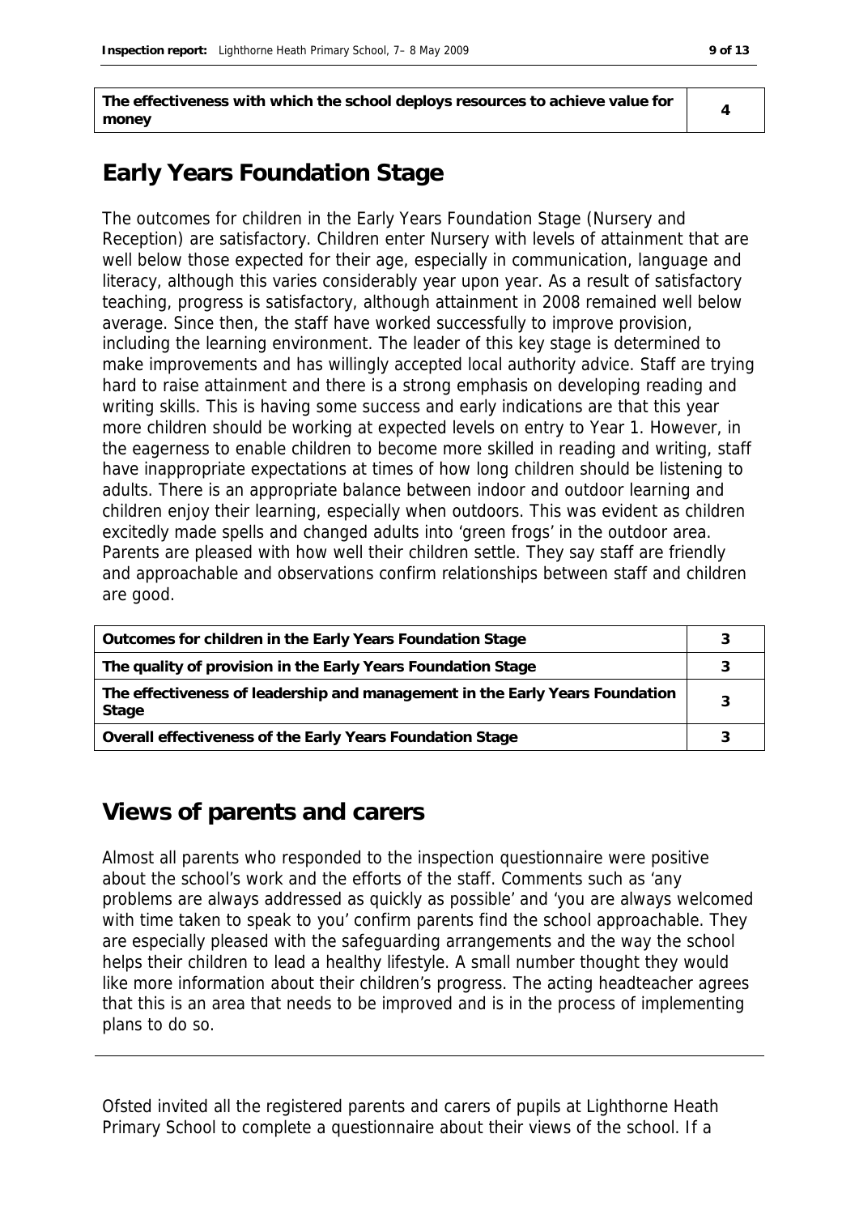| The effectiveness with which the school deploys resources to achieve value for money | 4 |
| --- | --- |

## Early Years Foundation Stage

The outcomes for children in the Early Years Foundation Stage (Nursery and Reception) are satisfactory. Children enter Nursery with levels of attainment that are well below those expected for their age, especially in communication, language and literacy, although this varies considerably year upon year. As a result of satisfactory teaching, progress is satisfactory, although attainment in 2008 remained well below average. Since then, the staff have worked successfully to improve provision, including the learning environment. The leader of this key stage is determined to make improvements and has willingly accepted local authority advice. Staff are trying hard to raise attainment and there is a strong emphasis on developing reading and writing skills. This is having some success and early indications are that this year more children should be working at expected levels on entry to Year 1. However, in the eagerness to enable children to become more skilled in reading and writing, staff have inappropriate expectations at times of how long children should be listening to adults. There is an appropriate balance between indoor and outdoor learning and children enjoy their learning, especially when outdoors. This was evident as children excitedly made spells and changed adults into 'green frogs' in the outdoor area. Parents are pleased with how well their children settle. They say staff are friendly and approachable and observations confirm relationships between staff and children are good.

| Outcomes for children in the Early Years Foundation Stage | 3 |
| --- | --- |
| The quality of provision in the Early Years Foundation Stage | 3 |
| The effectiveness of leadership and management in the Early Years Foundation Stage | 3 |
| Overall effectiveness of the Early Years Foundation Stage | 3 |

## Views of parents and carers

Almost all parents who responded to the inspection questionnaire were positive about the school's work and the efforts of the staff. Comments such as 'any problems are always addressed as quickly as possible' and 'you are always welcomed with time taken to speak to you' confirm parents find the school approachable. They are especially pleased with the safeguarding arrangements and the way the school helps their children to lead a healthy lifestyle. A small number thought they would like more information about their children's progress. The acting headteacher agrees that this is an area that needs to be improved and is in the process of implementing plans to do so.

---

Ofsted invited all the registered parents and carers of pupils at Lighthorne Heath Primary School to complete a questionnaire about their views of the school. If a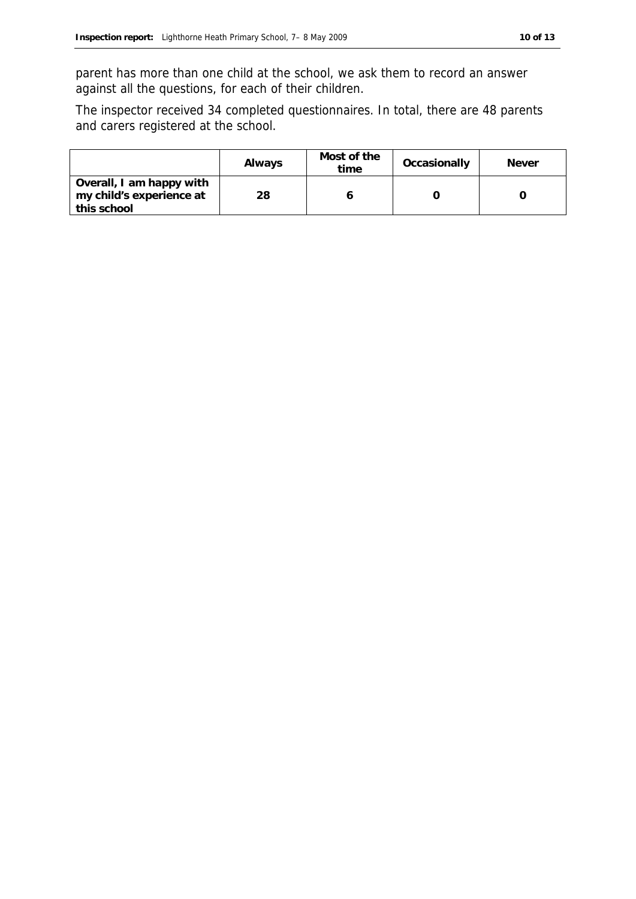parent has more than one child at the school, we ask them to record an answer against all the questions, for each of their children.

The inspector received 34 completed questionnaires. In total, there are 48 parents and carers registered at the school.

| | Always | Most of the time | Occasionally | Never |
|---|---|---|---|---|
| **Overall, I am happy with my child's experience at this school** | 28 | 6 | 0 | 0 |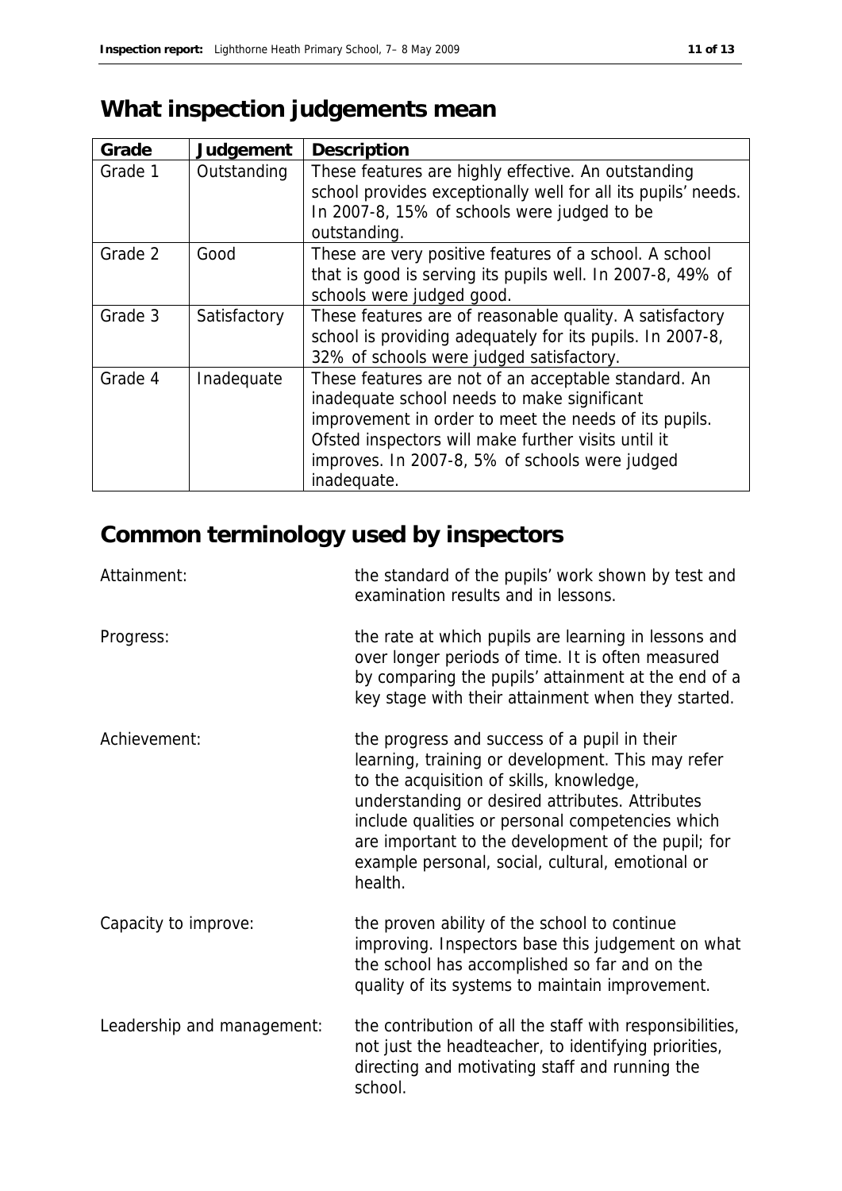## What inspection judgements mean

| Grade | Judgement | Description |
| --- | --- | --- |
| Grade 1 | Outstanding | These features are highly effective. An outstanding school provides exceptionally well for all its pupils' needs. In 2007-8, 15% of schools were judged to be outstanding. |
| Grade 2 | Good | These are very positive features of a school. A school that is good is serving its pupils well. In 2007-8, 49% of schools were judged good. |
| Grade 3 | Satisfactory | These features are of reasonable quality. A satisfactory school is providing adequately for its pupils. In 2007-8, 32% of schools were judged satisfactory. |
| Grade 4 | Inadequate | These features are not of an acceptable standard. An inadequate school needs to make significant improvement in order to meet the needs of its pupils. Ofsted inspectors will make further visits until it improves. In 2007-8, 5% of schools were judged inadequate. |

## Common terminology used by inspectors

Attainment: the standard of the pupils' work shown by test and examination results and in lessons.

Progress: the rate at which pupils are learning in lessons and over longer periods of time. It is often measured by comparing the pupils' attainment at the end of a key stage with their attainment when they started.

Achievement: the progress and success of a pupil in their learning, training or development. This may refer to the acquisition of skills, knowledge, understanding or desired attributes. Attributes include qualities or personal competencies which are important to the development of the pupil; for example personal, social, cultural, emotional or health.

Capacity to improve: the proven ability of the school to continue improving. Inspectors base this judgement on what the school has accomplished so far and on the quality of its systems to maintain improvement.

Leadership and management: the contribution of all the staff with responsibilities, not just the headteacher, to identifying priorities, directing and motivating staff and running the school.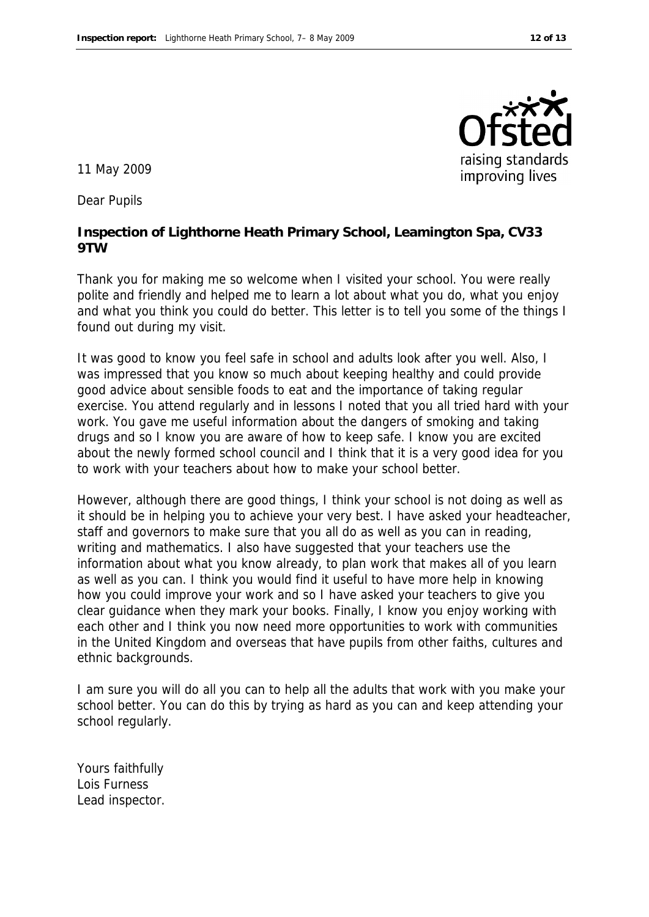11 May 2009

Dear Pupils

**Inspection of Lighthorne Heath Primary School, Leamington Spa, CV33 9TW**

Thank you for making me so welcome when I visited your school. You were really polite and friendly and helped me to learn a lot about what you do, what you enjoy and what you think you could do better. This letter is to tell you some of the things I found out during my visit.

It was good to know you feel safe in school and adults look after you well. Also, I was impressed that you know so much about keeping healthy and could provide good advice about sensible foods to eat and the importance of taking regular exercise. You attend regularly and in lessons I noted that you all tried hard with your work. You gave me useful information about the dangers of smoking and taking drugs and so I know you are aware of how to keep safe. I know you are excited about the newly formed school council and I think that it is a very good idea for you to work with your teachers about how to make your school better.

However, although there are good things, I think your school is not doing as well as it should be in helping you to achieve your very best. I have asked your headteacher, staff and governors to make sure that you all do as well as you can in reading, writing and mathematics. I also have suggested that your teachers use the information about what you know already, to plan work that makes all of you learn as well as you can. I think you would find it useful to have more help in knowing how you could improve your work and so I have asked your teachers to give you clear guidance when they mark your books. Finally, I know you enjoy working with each other and I think you now need more opportunities to work with communities in the United Kingdom and overseas that have pupils from other faiths, cultures and ethnic backgrounds.

I am sure you will do all you can to help all the adults that work with you make your school better. You can do this by trying as hard as you can and keep attending your school regularly.

Yours faithfully
Lois Furness
Lead inspector.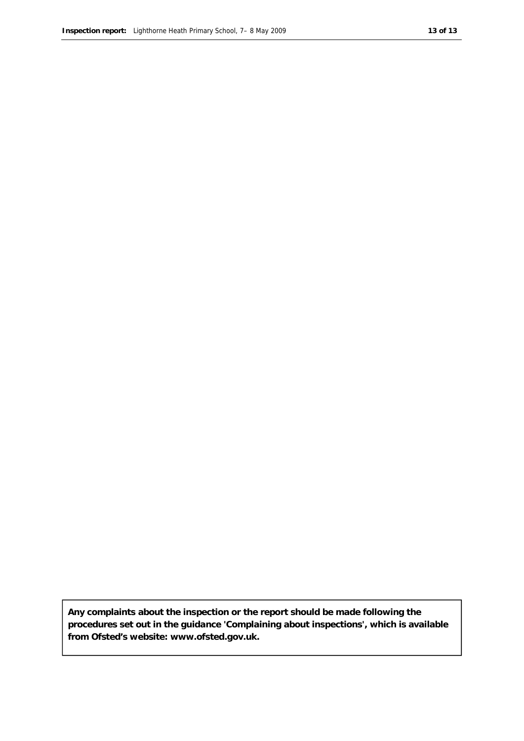**Any complaints about the inspection or the report should be made following the procedures set out in the guidance 'Complaining about inspections', which is available from Ofsted's website: www.ofsted.gov.uk.**